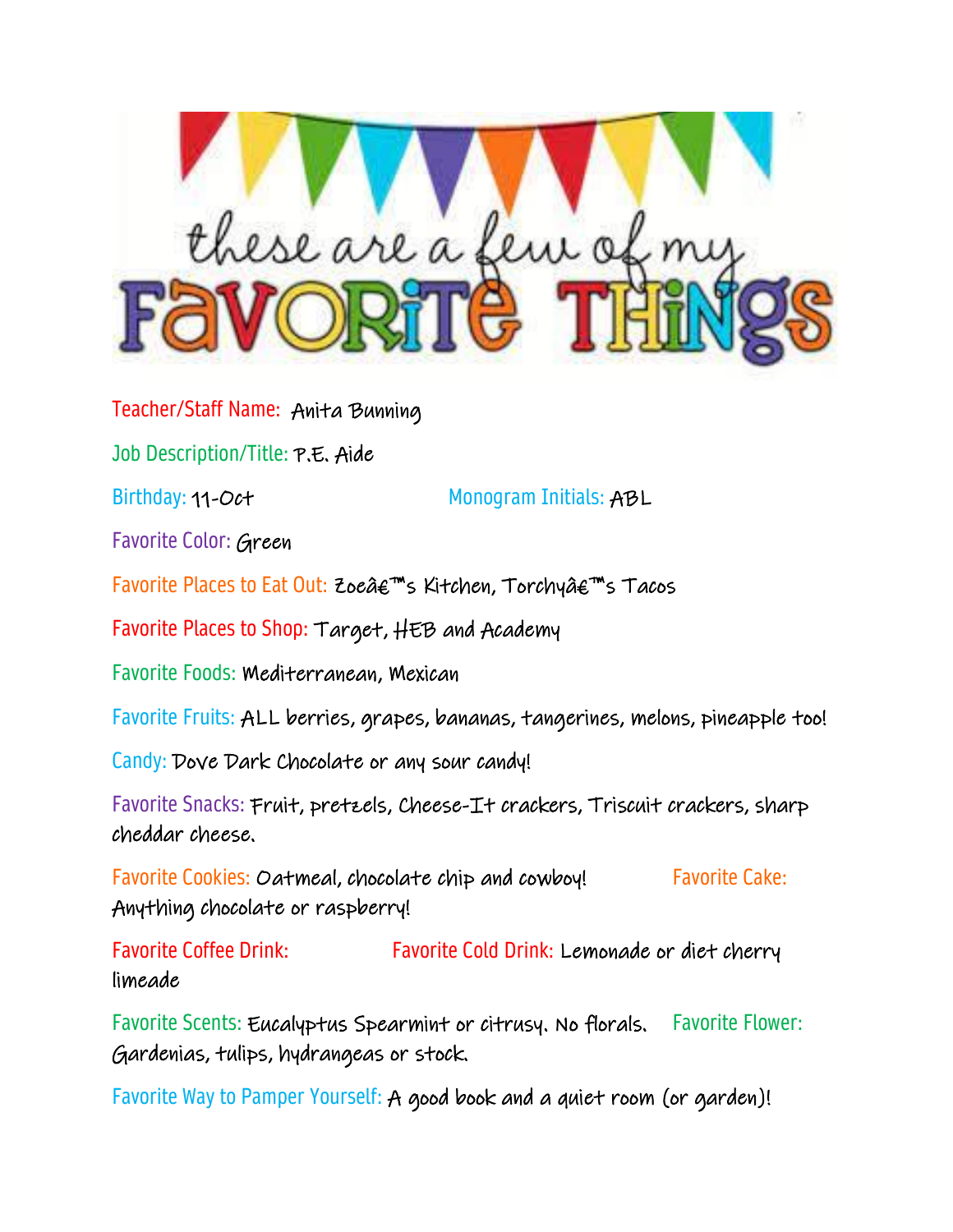# these are a few of my FAVORITE THINGS

Teacher/Staff Name: Anita Bunning

Job Description/Title: P.E. Aide

Birthday: 11-Oct

Monogram Initials: ABL

Favorite Color: Green

Favorite Places to Eat Out: Zoeâ€™s Kitchen, Torchyâ€™s Tacos

Favorite Places to Shop: Target, HEB and Academy

Favorite Foods: Mediterranean, Mexican

Favorite Fruits: ALL berries, grapes, bananas, tangerines, melons, pineapple too!

Candy: Dove Dark Chocolate or any sour candy!

Favorite Snacks: Fruit, pretzels, Cheese-It crackers, Triscuit crackers, sharp cheddar cheese.

Favorite Cookies: Oatmeal, chocolate chip and cowboy!

Favorite Cake: Anything chocolate or raspberry!

Favorite Coffee Drink:

Favorite Cold Drink: Lemonade or diet cherry limeade

Favorite Scents: Eucalyptus Spearmint or citrusy. No florals.

Favorite Flower: Gardenias, tulips, hydrangeas or stock.

Favorite Way to Pamper Yourself: A good book and a quiet room (or garden)!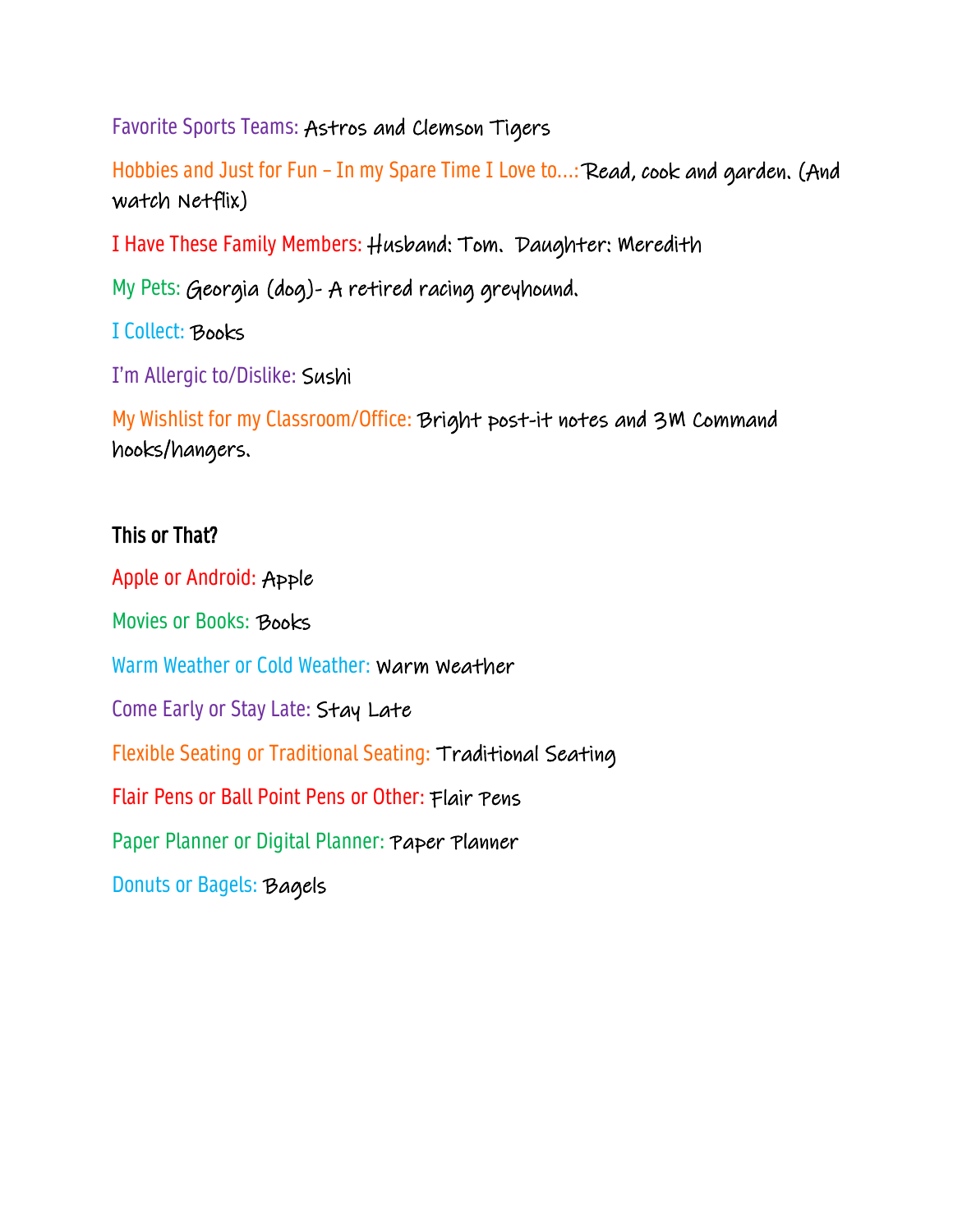Favorite Sports Teams: Astros and Clemson Tigers

Hobbies and Just for Fun – In my Spare Time I Love to…: Read, cook and garden. (And watch Netflix)

I Have These Family Members: Husband: Tom. Daughter: Meredith

My Pets: Georgia (dog)- A retired racing greyhound.

I Collect: Books

I'm Allergic to/Dislike: Sushi

My Wishlist for my Classroom/Office: Bright post-it notes and 3M Command hooks/hangers.

**This or That?**

Apple or Android: Apple

Movies or Books: Books

Warm Weather or Cold Weather: Warm Weather

Come Early or Stay Late: Stay Late

Flexible Seating or Traditional Seating: Traditional Seating

Flair Pens or Ball Point Pens or Other: Flair Pens

Paper Planner or Digital Planner: Paper Planner

Donuts or Bagels: Bagels